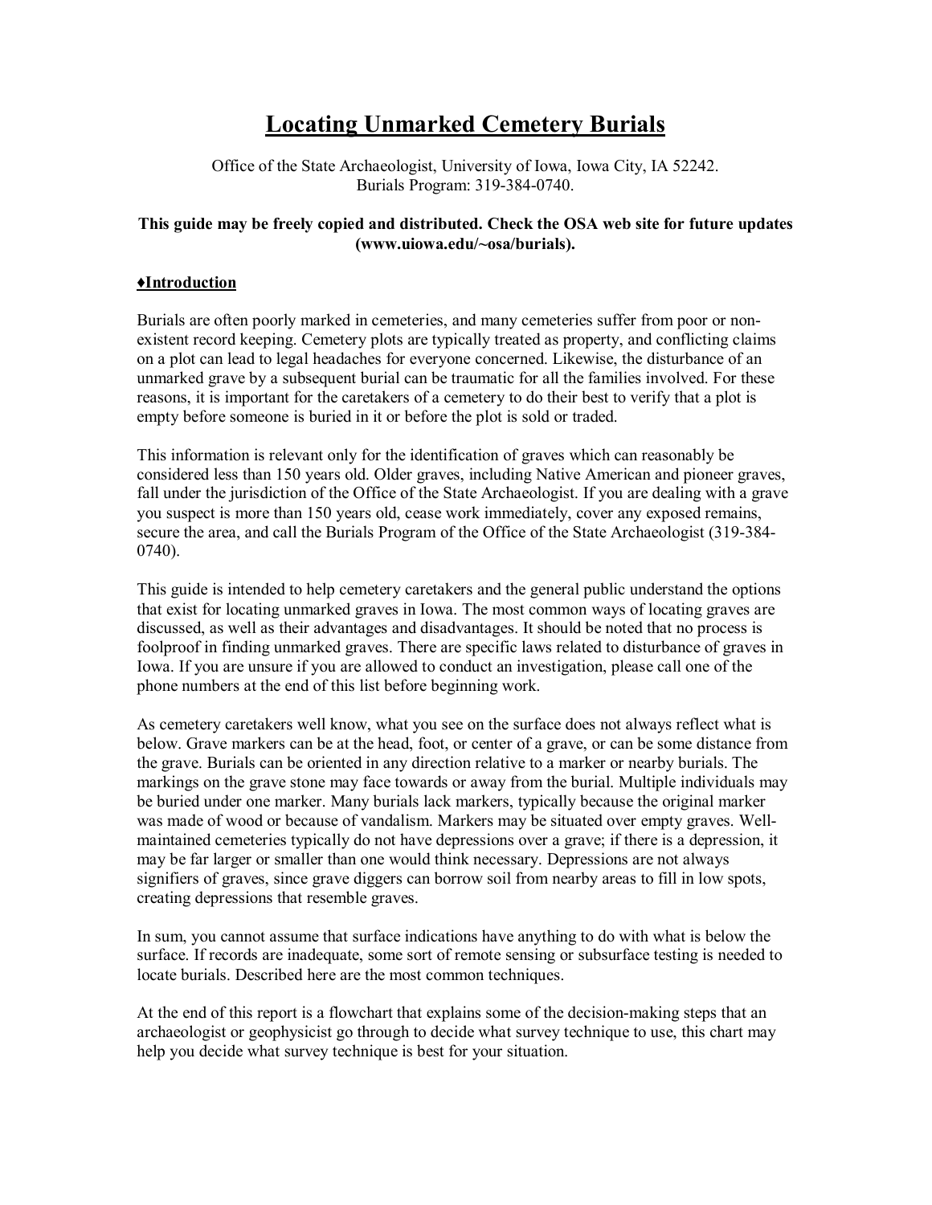# Locating Unmarked Cemetery Burials

Office of the State Archaeologist, University of Iowa, Iowa City, IA 52242.
Burials Program: 319-384-0740.

**This guide may be freely copied and distributed. Check the OSA web site for future updates (www.uiowa.edu/~osa/burials).**

## ♦Introduction

Burials are often poorly marked in cemeteries, and many cemeteries suffer from poor or non-existent record keeping. Cemetery plots are typically treated as property, and conflicting claims on a plot can lead to legal headaches for everyone concerned. Likewise, the disturbance of an unmarked grave by a subsequent burial can be traumatic for all the families involved. For these reasons, it is important for the caretakers of a cemetery to do their best to verify that a plot is empty before someone is buried in it or before the plot is sold or traded.

This information is relevant only for the identification of graves which can reasonably be considered less than 150 years old. Older graves, including Native American and pioneer graves, fall under the jurisdiction of the Office of the State Archaeologist. If you are dealing with a grave you suspect is more than 150 years old, cease work immediately, cover any exposed remains, secure the area, and call the Burials Program of the Office of the State Archaeologist (319-384-0740).

This guide is intended to help cemetery caretakers and the general public understand the options that exist for locating unmarked graves in Iowa. The most common ways of locating graves are discussed, as well as their advantages and disadvantages. It should be noted that no process is foolproof in finding unmarked graves. There are specific laws related to disturbance of graves in Iowa. If you are unsure if you are allowed to conduct an investigation, please call one of the phone numbers at the end of this list before beginning work.

As cemetery caretakers well know, what you see on the surface does not always reflect what is below. Grave markers can be at the head, foot, or center of a grave, or can be some distance from the grave. Burials can be oriented in any direction relative to a marker or nearby burials. The markings on the grave stone may face towards or away from the burial. Multiple individuals may be buried under one marker. Many burials lack markers, typically because the original marker was made of wood or because of vandalism. Markers may be situated over empty graves. Well-maintained cemeteries typically do not have depressions over a grave; if there is a depression, it may be far larger or smaller than one would think necessary. Depressions are not always signifiers of graves, since grave diggers can borrow soil from nearby areas to fill in low spots, creating depressions that resemble graves.

In sum, you cannot assume that surface indications have anything to do with what is below the surface. If records are inadequate, some sort of remote sensing or subsurface testing is needed to locate burials. Described here are the most common techniques.

At the end of this report is a flowchart that explains some of the decision-making steps that an archaeologist or geophysicist go through to decide what survey technique to use, this chart may help you decide what survey technique is best for your situation.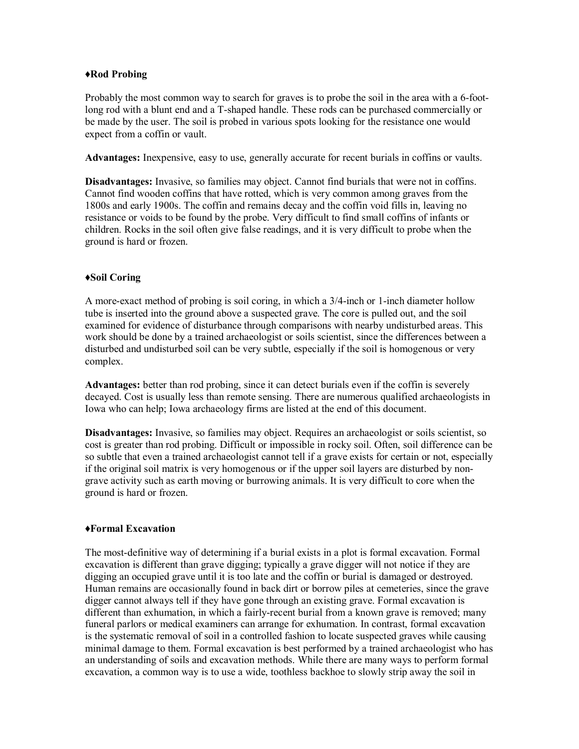### ♦Rod Probing

Probably the most common way to search for graves is to probe the soil in the area with a 6-foot-long rod with a blunt end and a T-shaped handle. These rods can be purchased commercially or be made by the user. The soil is probed in various spots looking for the resistance one would expect from a coffin or vault.

**Advantages:** Inexpensive, easy to use, generally accurate for recent burials in coffins or vaults.

**Disadvantages:** Invasive, so families may object. Cannot find burials that were not in coffins. Cannot find wooden coffins that have rotted, which is very common among graves from the 1800s and early 1900s. The coffin and remains decay and the coffin void fills in, leaving no resistance or voids to be found by the probe. Very difficult to find small coffins of infants or children. Rocks in the soil often give false readings, and it is very difficult to probe when the ground is hard or frozen.

### ♦Soil Coring

A more-exact method of probing is soil coring, in which a 3/4-inch or 1-inch diameter hollow tube is inserted into the ground above a suspected grave. The core is pulled out, and the soil examined for evidence of disturbance through comparisons with nearby undisturbed areas. This work should be done by a trained archaeologist or soils scientist, since the differences between a disturbed and undisturbed soil can be very subtle, especially if the soil is homogenous or very complex.

**Advantages:** better than rod probing, since it can detect burials even if the coffin is severely decayed. Cost is usually less than remote sensing. There are numerous qualified archaeologists in Iowa who can help; Iowa archaeology firms are listed at the end of this document.

**Disadvantages:** Invasive, so families may object. Requires an archaeologist or soils scientist, so cost is greater than rod probing. Difficult or impossible in rocky soil. Often, soil difference can be so subtle that even a trained archaeologist cannot tell if a grave exists for certain or not, especially if the original soil matrix is very homogenous or if the upper soil layers are disturbed by non-grave activity such as earth moving or burrowing animals. It is very difficult to core when the ground is hard or frozen.

### ♦Formal Excavation

The most-definitive way of determining if a burial exists in a plot is formal excavation. Formal excavation is different than grave digging; typically a grave digger will not notice if they are digging an occupied grave until it is too late and the coffin or burial is damaged or destroyed. Human remains are occasionally found in back dirt or borrow piles at cemeteries, since the grave digger cannot always tell if they have gone through an existing grave. Formal excavation is different than exhumation, in which a fairly-recent burial from a known grave is removed; many funeral parlors or medical examiners can arrange for exhumation. In contrast, formal excavation is the systematic removal of soil in a controlled fashion to locate suspected graves while causing minimal damage to them. Formal excavation is best performed by a trained archaeologist who has an understanding of soils and excavation methods. While there are many ways to perform formal excavation, a common way is to use a wide, toothless backhoe to slowly strip away the soil in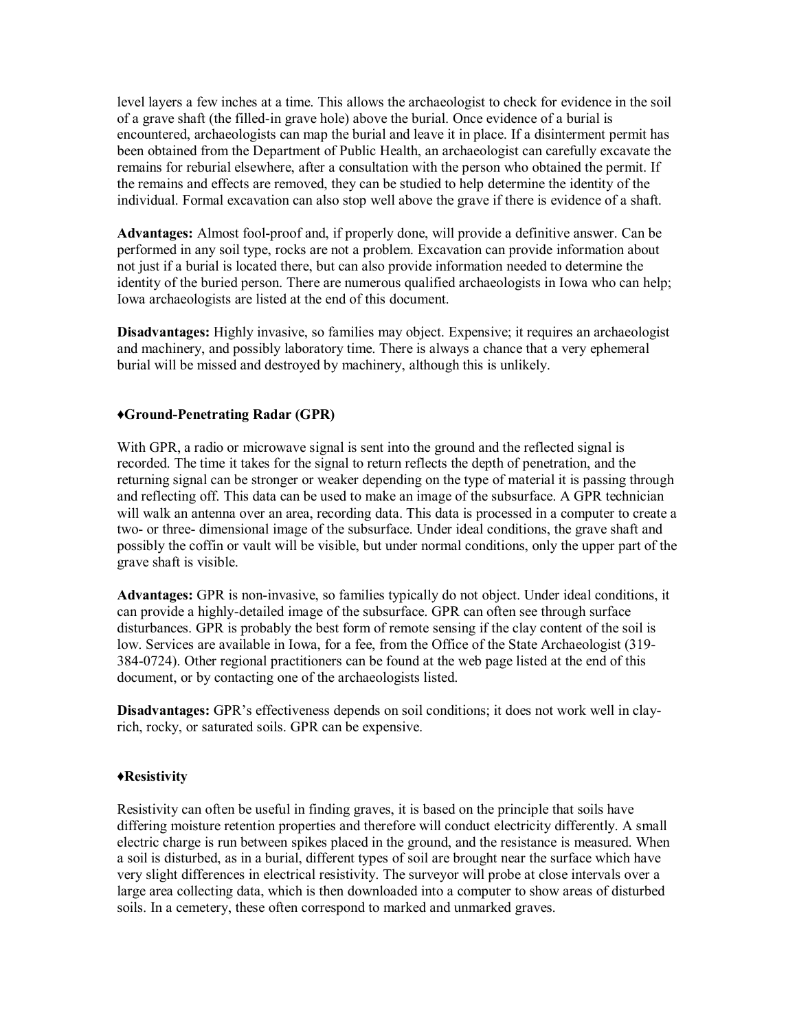level layers a few inches at a time. This allows the archaeologist to check for evidence in the soil of a grave shaft (the filled-in grave hole) above the burial. Once evidence of a burial is encountered, archaeologists can map the burial and leave it in place. If a disinterment permit has been obtained from the Department of Public Health, an archaeologist can carefully excavate the remains for reburial elsewhere, after a consultation with the person who obtained the permit. If the remains and effects are removed, they can be studied to help determine the identity of the individual. Formal excavation can also stop well above the grave if there is evidence of a shaft.

**Advantages:** Almost fool-proof and, if properly done, will provide a definitive answer. Can be performed in any soil type, rocks are not a problem. Excavation can provide information about not just if a burial is located there, but can also provide information needed to determine the identity of the buried person. There are numerous qualified archaeologists in Iowa who can help; Iowa archaeologists are listed at the end of this document.

**Disadvantages:** Highly invasive, so families may object. Expensive; it requires an archaeologist and machinery, and possibly laboratory time. There is always a chance that a very ephemeral burial will be missed and destroyed by machinery, although this is unlikely.

### ♦Ground-Penetrating Radar (GPR)

With GPR, a radio or microwave signal is sent into the ground and the reflected signal is recorded. The time it takes for the signal to return reflects the depth of penetration, and the returning signal can be stronger or weaker depending on the type of material it is passing through and reflecting off. This data can be used to make an image of the subsurface. A GPR technician will walk an antenna over an area, recording data. This data is processed in a computer to create a two- or three- dimensional image of the subsurface. Under ideal conditions, the grave shaft and possibly the coffin or vault will be visible, but under normal conditions, only the upper part of the grave shaft is visible.

**Advantages:** GPR is non-invasive, so families typically do not object. Under ideal conditions, it can provide a highly-detailed image of the subsurface. GPR can often see through surface disturbances. GPR is probably the best form of remote sensing if the clay content of the soil is low. Services are available in Iowa, for a fee, from the Office of the State Archaeologist (319-384-0724). Other regional practitioners can be found at the web page listed at the end of this document, or by contacting one of the archaeologists listed.

**Disadvantages:** GPR's effectiveness depends on soil conditions; it does not work well in clay-rich, rocky, or saturated soils. GPR can be expensive.

### ♦Resistivity

Resistivity can often be useful in finding graves, it is based on the principle that soils have differing moisture retention properties and therefore will conduct electricity differently. A small electric charge is run between spikes placed in the ground, and the resistance is measured. When a soil is disturbed, as in a burial, different types of soil are brought near the surface which have very slight differences in electrical resistivity. The surveyor will probe at close intervals over a large area collecting data, which is then downloaded into a computer to show areas of disturbed soils. In a cemetery, these often correspond to marked and unmarked graves.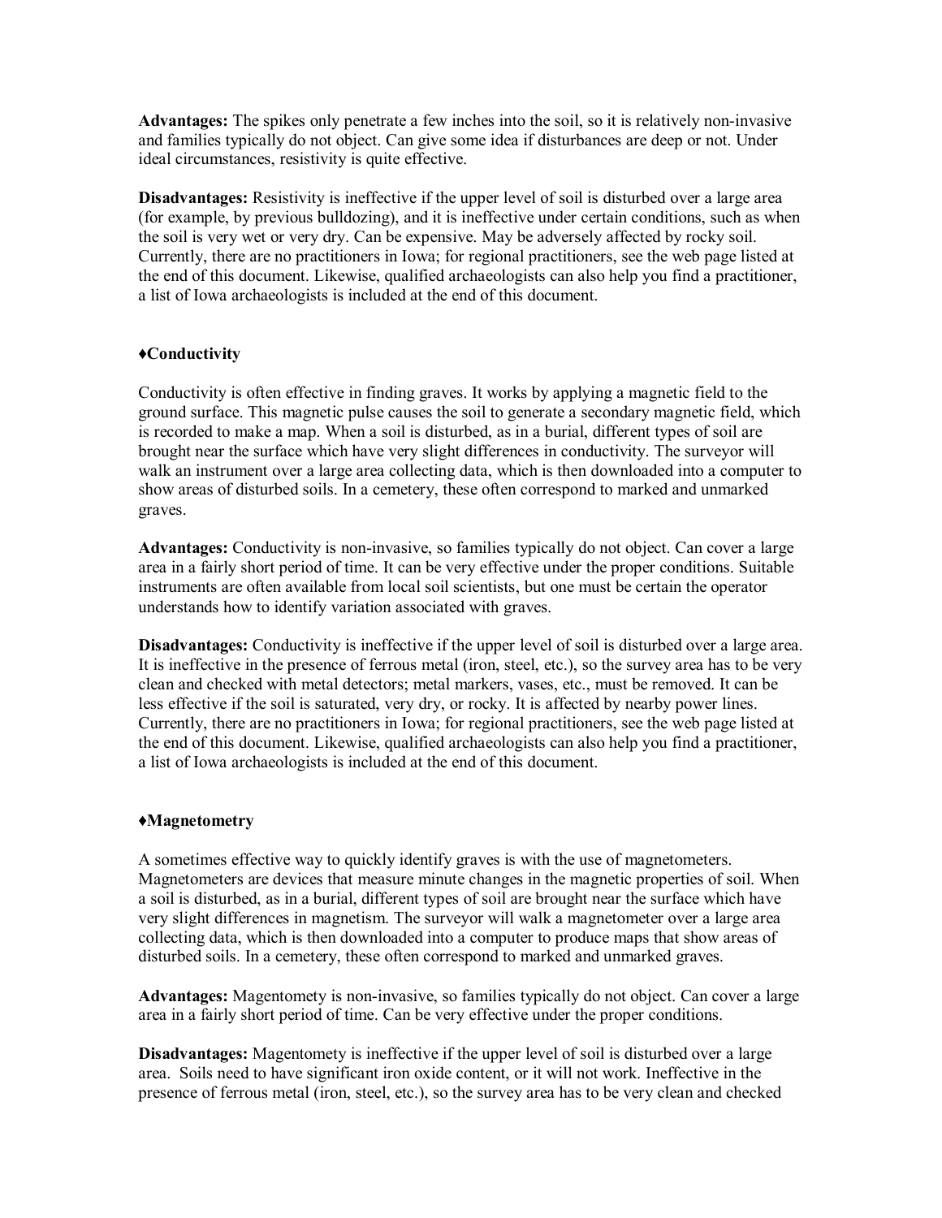**Advantages:** The spikes only penetrate a few inches into the soil, so it is relatively non-invasive and families typically do not object. Can give some idea if disturbances are deep or not. Under ideal circumstances, resistivity is quite effective.

**Disadvantages:** Resistivity is ineffective if the upper level of soil is disturbed over a large area (for example, by previous bulldozing), and it is ineffective under certain conditions, such as when the soil is very wet or very dry. Can be expensive. May be adversely affected by rocky soil. Currently, there are no practitioners in Iowa; for regional practitioners, see the web page listed at the end of this document. Likewise, qualified archaeologists can also help you find a practitioner, a list of Iowa archaeologists is included at the end of this document.

### ♦Conductivity

Conductivity is often effective in finding graves. It works by applying a magnetic field to the ground surface. This magnetic pulse causes the soil to generate a secondary magnetic field, which is recorded to make a map. When a soil is disturbed, as in a burial, different types of soil are brought near the surface which have very slight differences in conductivity. The surveyor will walk an instrument over a large area collecting data, which is then downloaded into a computer to show areas of disturbed soils. In a cemetery, these often correspond to marked and unmarked graves.

**Advantages:** Conductivity is non-invasive, so families typically do not object. Can cover a large area in a fairly short period of time. It can be very effective under the proper conditions. Suitable instruments are often available from local soil scientists, but one must be certain the operator understands how to identify variation associated with graves.

**Disadvantages:** Conductivity is ineffective if the upper level of soil is disturbed over a large area. It is ineffective in the presence of ferrous metal (iron, steel, etc.), so the survey area has to be very clean and checked with metal detectors; metal markers, vases, etc., must be removed. It can be less effective if the soil is saturated, very dry, or rocky. It is affected by nearby power lines. Currently, there are no practitioners in Iowa; for regional practitioners, see the web page listed at the end of this document. Likewise, qualified archaeologists can also help you find a practitioner, a list of Iowa archaeologists is included at the end of this document.

### ♦Magnetometry

A sometimes effective way to quickly identify graves is with the use of magnetometers. Magnetometers are devices that measure minute changes in the magnetic properties of soil. When a soil is disturbed, as in a burial, different types of soil are brought near the surface which have very slight differences in magnetism. The surveyor will walk a magnetometer over a large area collecting data, which is then downloaded into a computer to produce maps that show areas of disturbed soils. In a cemetery, these often correspond to marked and unmarked graves.

**Advantages:** Magentomety is non-invasive, so families typically do not object. Can cover a large area in a fairly short period of time. Can be very effective under the proper conditions.

**Disadvantages:** Magentomety is ineffective if the upper level of soil is disturbed over a large area. Soils need to have significant iron oxide content, or it will not work. Ineffective in the presence of ferrous metal (iron, steel, etc.), so the survey area has to be very clean and checked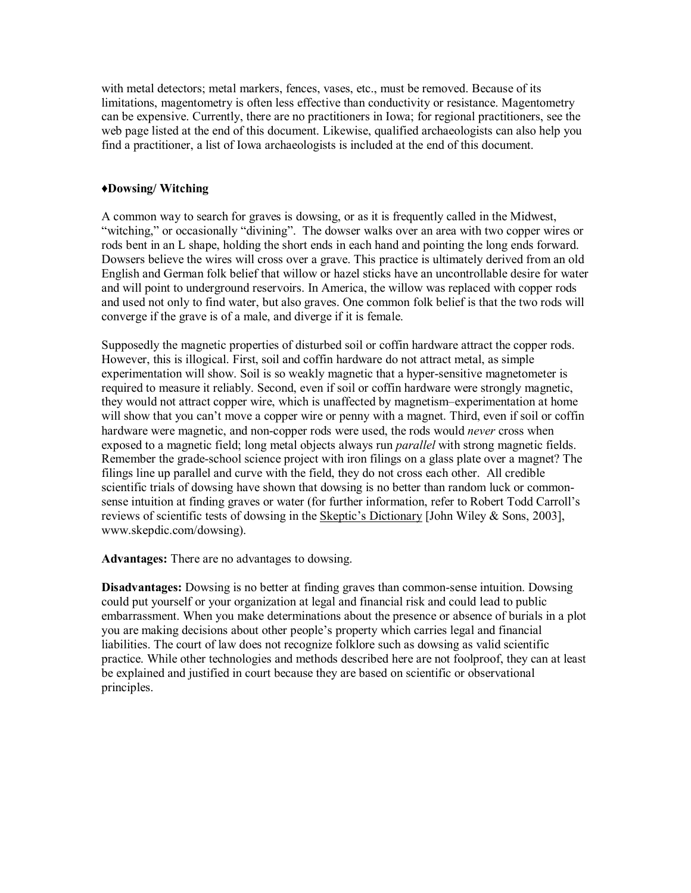with metal detectors; metal markers, fences, vases, etc., must be removed. Because of its limitations, magentometry is often less effective than conductivity or resistance. Magentometry can be expensive. Currently, there are no practitioners in Iowa; for regional practitioners, see the web page listed at the end of this document. Likewise, qualified archaeologists can also help you find a practitioner, a list of Iowa archaeologists is included at the end of this document.

### ♦Dowsing/ Witching

A common way to search for graves is dowsing, or as it is frequently called in the Midwest, "witching," or occasionally "divining". The dowser walks over an area with two copper wires or rods bent in an L shape, holding the short ends in each hand and pointing the long ends forward. Dowsers believe the wires will cross over a grave. This practice is ultimately derived from an old English and German folk belief that willow or hazel sticks have an uncontrollable desire for water and will point to underground reservoirs. In America, the willow was replaced with copper rods and used not only to find water, but also graves. One common folk belief is that the two rods will converge if the grave is of a male, and diverge if it is female.

Supposedly the magnetic properties of disturbed soil or coffin hardware attract the copper rods. However, this is illogical. First, soil and coffin hardware do not attract metal, as simple experimentation will show. Soil is so weakly magnetic that a hyper-sensitive magnetometer is required to measure it reliably. Second, even if soil or coffin hardware were strongly magnetic, they would not attract copper wire, which is unaffected by magnetism–experimentation at home will show that you can't move a copper wire or penny with a magnet. Third, even if soil or coffin hardware were magnetic, and non-copper rods were used, the rods would *never* cross when exposed to a magnetic field; long metal objects always run *parallel* with strong magnetic fields. Remember the grade-school science project with iron filings on a glass plate over a magnet? The filings line up parallel and curve with the field, they do not cross each other. All credible scientific trials of dowsing have shown that dowsing is no better than random luck or common-sense intuition at finding graves or water (for further information, refer to Robert Todd Carroll's reviews of scientific tests of dowsing in the Skeptic's Dictionary [John Wiley & Sons, 2003], www.skepdic.com/dowsing).

**Advantages:** There are no advantages to dowsing.

**Disadvantages:** Dowsing is no better at finding graves than common-sense intuition. Dowsing could put yourself or your organization at legal and financial risk and could lead to public embarrassment. When you make determinations about the presence or absence of burials in a plot you are making decisions about other people's property which carries legal and financial liabilities. The court of law does not recognize folklore such as dowsing as valid scientific practice. While other technologies and methods described here are not foolproof, they can at least be explained and justified in court because they are based on scientific or observational principles.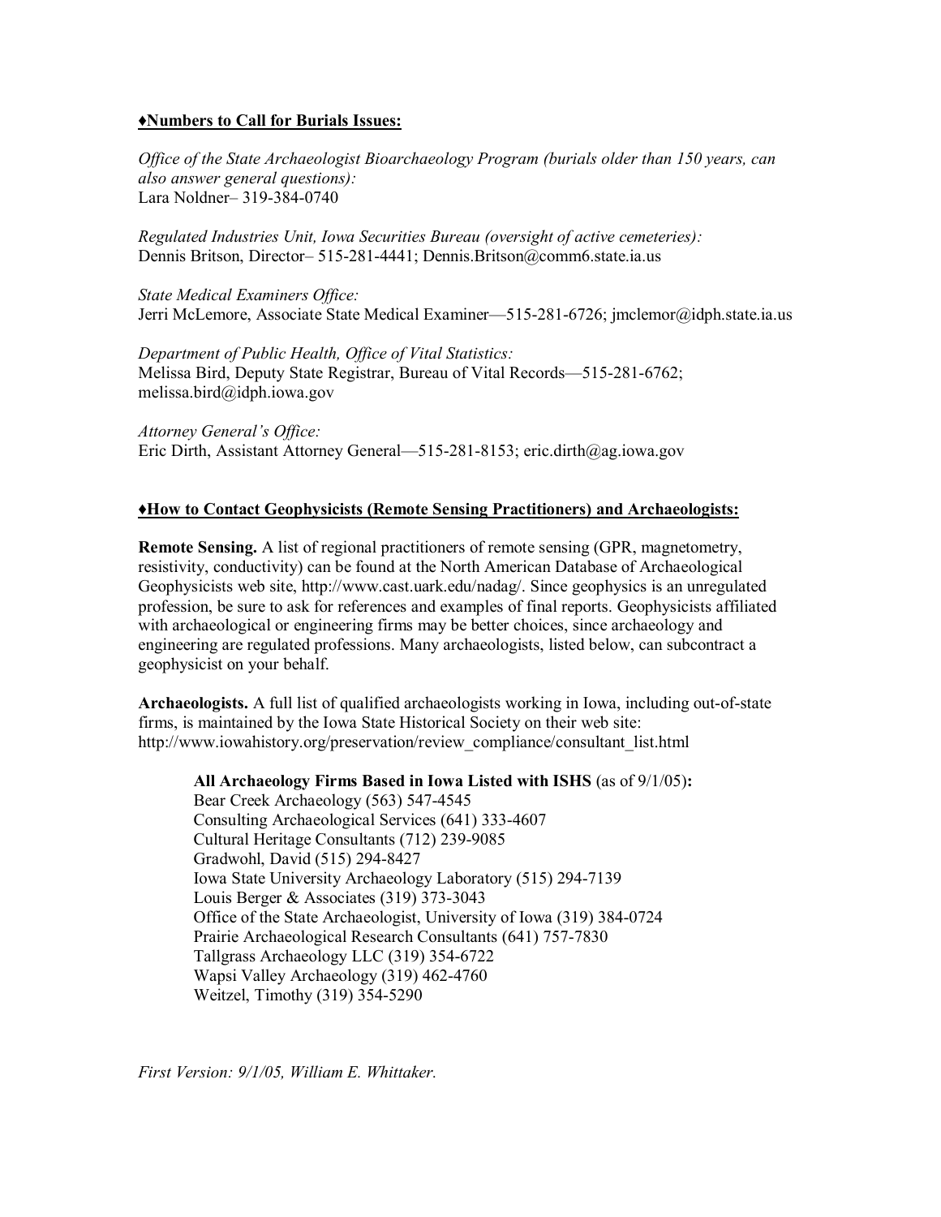### ♦Numbers to Call for Burials Issues:

*Office of the State Archaeologist Bioarchaeology Program (burials older than 150 years, can also answer general questions):*
Lara Noldner– 319-384-0740

*Regulated Industries Unit, Iowa Securities Bureau (oversight of active cemeteries):*
Dennis Britson, Director– 515-281-4441; Dennis.Britson@comm6.state.ia.us

*State Medical Examiners Office:*
Jerri McLemore, Associate State Medical Examiner—515-281-6726; jmclemor@idph.state.ia.us

*Department of Public Health, Office of Vital Statistics:*
Melissa Bird, Deputy State Registrar, Bureau of Vital Records—515-281-6762; melissa.bird@idph.iowa.gov

*Attorney General's Office:*
Eric Dirth, Assistant Attorney General—515-281-8153; eric.dirth@ag.iowa.gov

### ♦How to Contact Geophysicists (Remote Sensing Practitioners) and Archaeologists:

**Remote Sensing.** A list of regional practitioners of remote sensing (GPR, magnetometry, resistivity, conductivity) can be found at the North American Database of Archaeological Geophysicists web site, http://www.cast.uark.edu/nadag/. Since geophysics is an unregulated profession, be sure to ask for references and examples of final reports. Geophysicists affiliated with archaeological or engineering firms may be better choices, since archaeology and engineering are regulated professions. Many archaeologists, listed below, can subcontract a geophysicist on your behalf.

**Archaeologists.** A full list of qualified archaeologists working in Iowa, including out-of-state firms, is maintained by the Iowa State Historical Society on their web site: http://www.iowahistory.org/preservation/review_compliance/consultant_list.html

**All Archaeology Firms Based in Iowa Listed with ISHS** (as of 9/1/05)**:**
Bear Creek Archaeology (563) 547-4545
Consulting Archaeological Services (641) 333-4607
Cultural Heritage Consultants (712) 239-9085
Gradwohl, David (515) 294-8427
Iowa State University Archaeology Laboratory (515) 294-7139
Louis Berger & Associates (319) 373-3043
Office of the State Archaeologist, University of Iowa (319) 384-0724
Prairie Archaeological Research Consultants (641) 757-7830
Tallgrass Archaeology LLC (319) 354-6722
Wapsi Valley Archaeology (319) 462-4760
Weitzel, Timothy (319) 354-5290

*First Version: 9/1/05, William E. Whittaker.*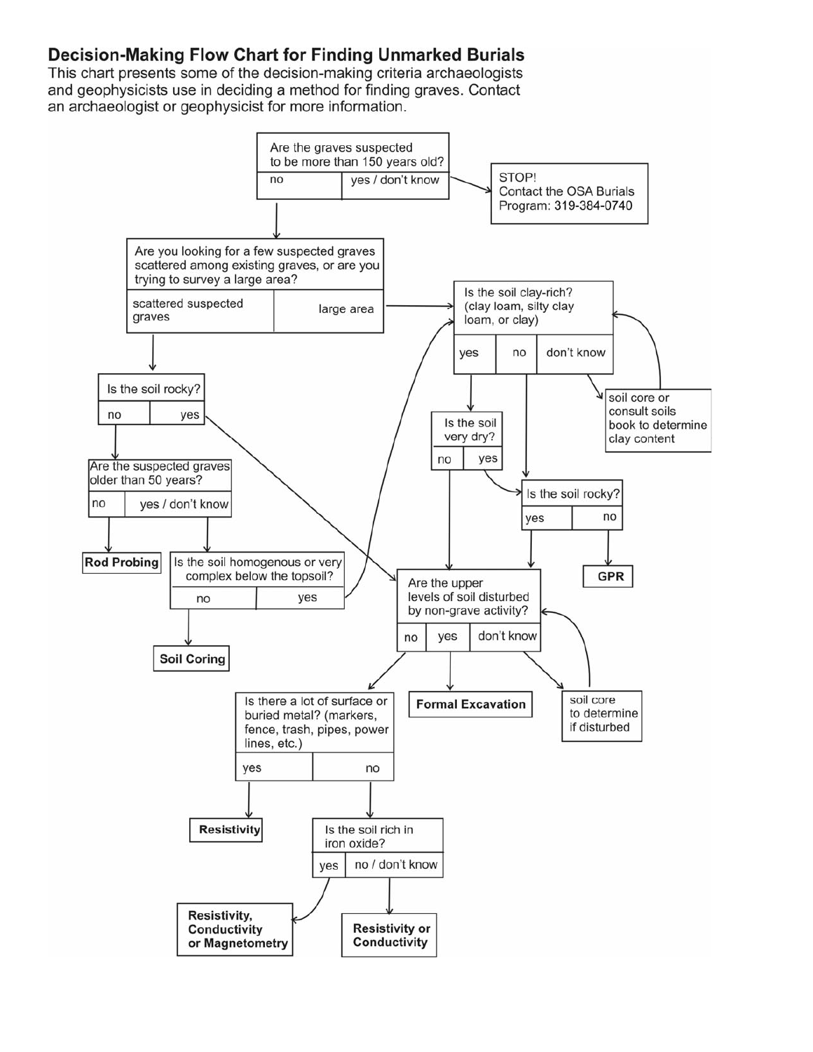## Decision-Making Flow Chart for Finding Unmarked Burials

This chart presents some of the decision-making criteria archaeologists and geophysicists use in deciding a method for finding graves. Contact an archaeologist or geophysicist for more information.

Are the graves suspected to be more than 150 years old?

no

yes / don't know

STOP!
Contact the OSA Burials Program: 319-384-0740

Are you looking for a few suspected graves scattered among existing graves, or are you trying to survey a large area?

scattered suspected graves

large area

Is the soil clay-rich? (clay loam, silty clay loam, or clay)

yes

no

don't know

soil core or consult soils book to determine clay content

Is the soil rocky?

no

yes

Is the soil very dry?

no

yes

Are the suspected graves older than 50 years?

no

yes / don't know

Is the soil rocky?

yes

no

Rod Probing

Is the soil homogenous or very complex below the topsoil?

no

yes

Are the upper levels of soil disturbed by non-grave activity?

GPR

no

yes

don't know

Soil Coring

Is there a lot of surface or buried metal? (markers, fence, trash, pipes, power lines, etc.)

yes

no

Formal Excavation

soil core to determine if disturbed

Resistivity

Is the soil rich in iron oxide?

yes

no / don't know

Resistivity, Conductivity or Magnetometry

Resistivity or Conductivity